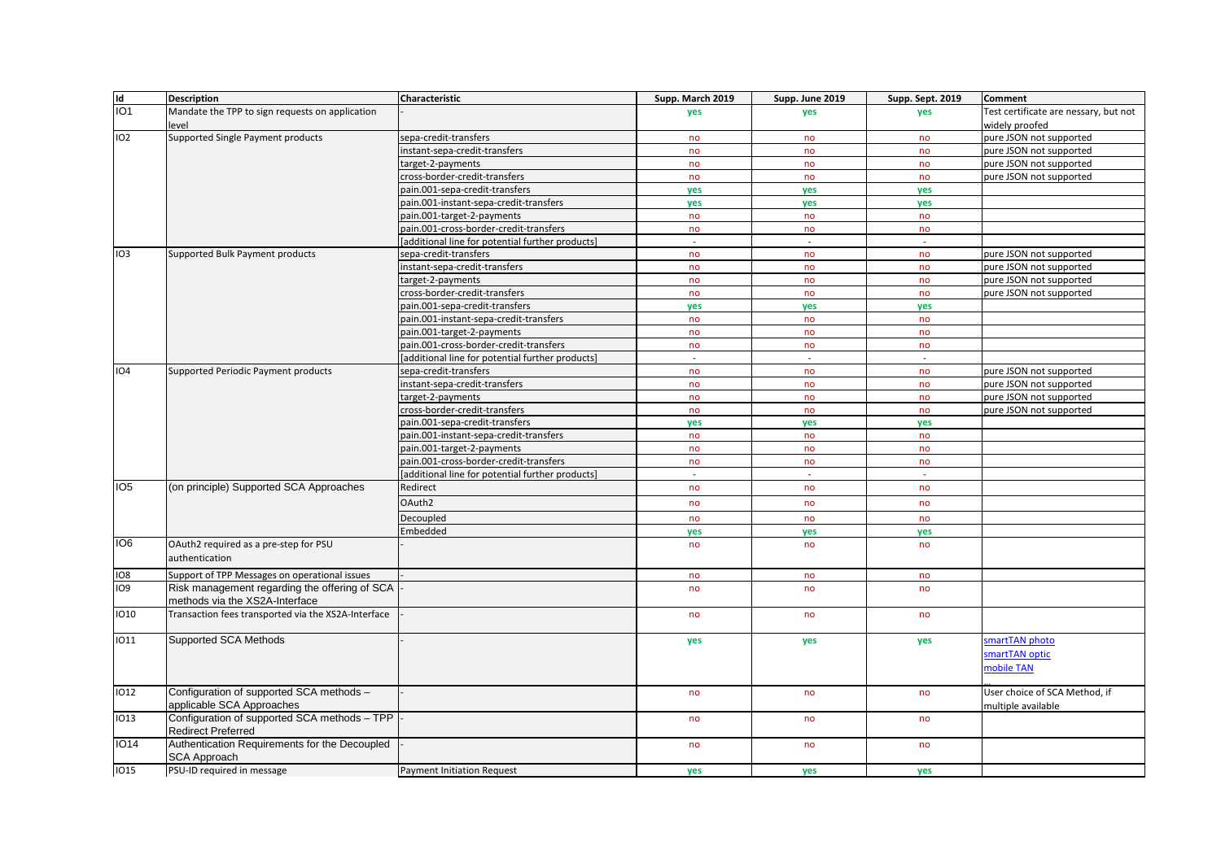| Id | Description | Characteristic | Supp. March 2019 | Supp. June 2019 | Supp. Sept. 2019 | Comment |
|---|---|---|---|---|---|---|
| IO1 | Mandate the TPP to sign requests on application level | - | yes | yes | yes | Test certificate are nessary, but not widely proofed |
| IO2 | Supported Single Payment products | sepa-credit-transfers | no | no | no | pure JSON not supported |
| | | instant-sepa-credit-transfers | no | no | no | pure JSON not supported |
| | | target-2-payments | no | no | no | pure JSON not supported |
| | | cross-border-credit-transfers | no | no | no | pure JSON not supported |
| | | pain.001-sepa-credit-transfers | yes | yes | yes | |
| | | pain.001-instant-sepa-credit-transfers | yes | yes | yes | |
| | | pain.001-target-2-payments | no | no | no | |
| | | pain.001-cross-border-credit-transfers | no | no | no | |
| | | [additional line for potential further products] | - | - | - | |
| IO3 | Supported Bulk Payment products | sepa-credit-transfers | no | no | no | pure JSON not supported |
| | | instant-sepa-credit-transfers | no | no | no | pure JSON not supported |
| | | target-2-payments | no | no | no | pure JSON not supported |
| | | cross-border-credit-transfers | no | no | no | pure JSON not supported |
| | | pain.001-sepa-credit-transfers | yes | yes | yes | |
| | | pain.001-instant-sepa-credit-transfers | no | no | no | |
| | | pain.001-target-2-payments | no | no | no | |
| | | pain.001-cross-border-credit-transfers | no | no | no | |
| | | [additional line for potential further products] | - | - | - | |
| IO4 | Supported Periodic Payment products | sepa-credit-transfers | no | no | no | pure JSON not supported |
| | | instant-sepa-credit-transfers | no | no | no | pure JSON not supported |
| | | target-2-payments | no | no | no | pure JSON not supported |
| | | cross-border-credit-transfers | no | no | no | pure JSON not supported |
| | | pain.001-sepa-credit-transfers | yes | yes | yes | |
| | | pain.001-instant-sepa-credit-transfers | no | no | no | |
| | | pain.001-target-2-payments | no | no | no | |
| | | pain.001-cross-border-credit-transfers | no | no | no | |
| | | [additional line for potential further products] | - | - | - | |
| IO5 | (on principle) Supported SCA Approaches | Redirect | no | no | no | |
| | | OAuth2 | no | no | no | |
| | | Decoupled | no | no | no | |
| | | Embedded | yes | yes | yes | |
| IO6 | OAuth2 required as a pre-step for PSU authentication | - | no | no | no | |
| IO8 | Support of TPP Messages on operational issues | - | no | no | no | |
| IO9 | Risk management regarding the offering of SCA methods via the XS2A-Interface | - | no | no | no | |
| IO10 | Transaction fees transported via the XS2A-Interface | - | no | no | no | |
| IO11 | Supported SCA Methods | - | yes | yes | yes | smartTAN photo<br>smartTAN optic<br>mobile TAN |
| IO12 | Configuration of supported SCA methods – applicable SCA Approaches | - | no | no | no | User choice of SCA Method, if multiple available |
| IO13 | Configuration of supported SCA methods – TPP Redirect Preferred | - | no | no | no | |
| IO14 | Authentication Requirements for the Decoupled SCA Approach | - | no | no | no | |
| IO15 | PSU-ID required in message | Payment Initiation Request | yes | yes | yes | |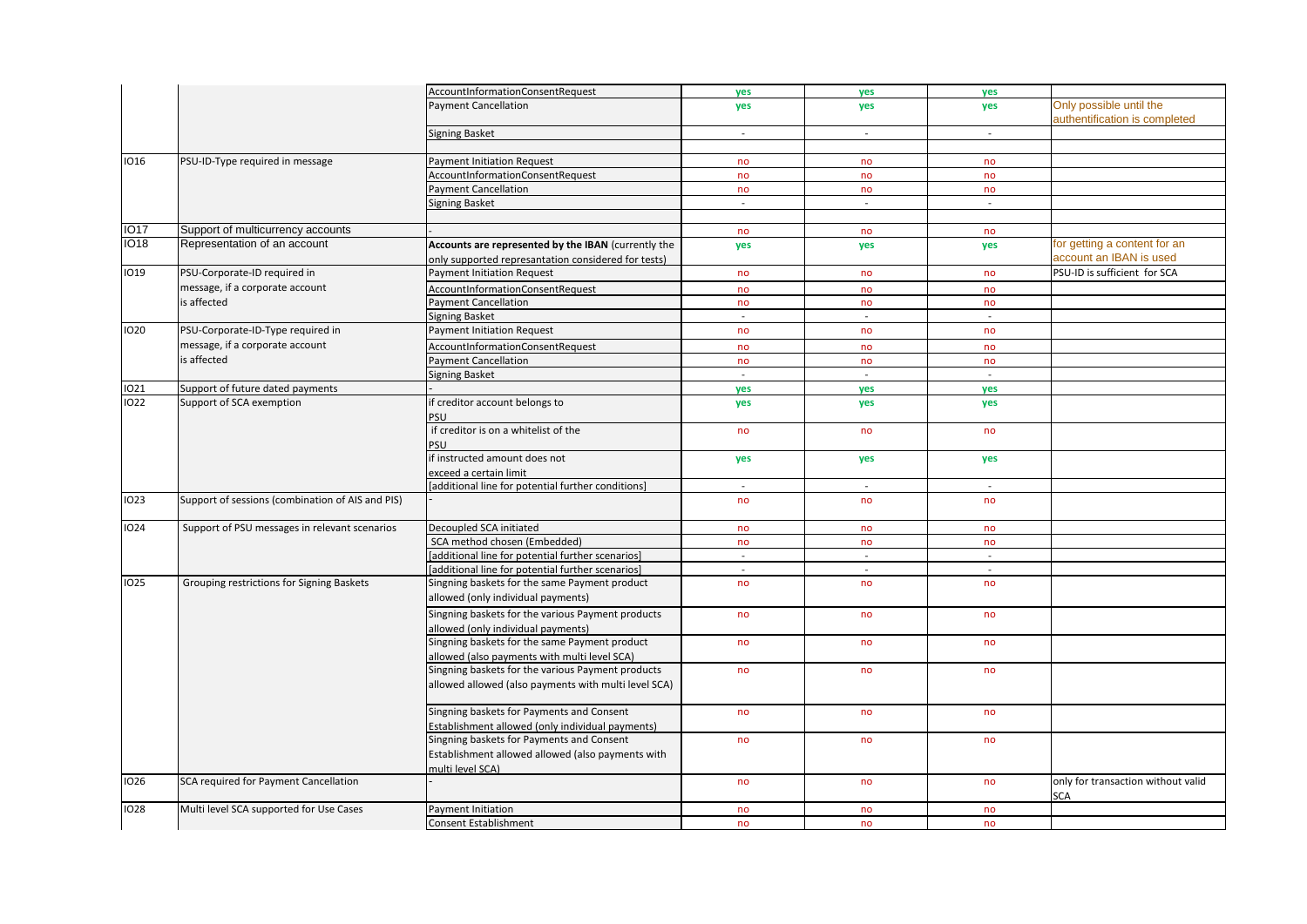| | | | | | | |
|---|---|---|---|---|---|---|
| | | AccountInformationConsentRequest | yes | yes | yes | |
| | | Payment Cancellation | yes | yes | yes | Only possible until the authentification is completed |
| | | Signing Basket | - | - | - | |
| | | | | | | |
| IO16 | PSU-ID-Type required in message | Payment Initiation Request | no | no | no | |
| | | AccountInformationConsentRequest | no | no | no | |
| | | Payment Cancellation | no | no | no | |
| | | Signing Basket | - | - | - | |
| | | | | | | |
| IO17 | Support of multicurrency accounts | - | no | no | no | |
| IO18 | Representation of an account | **Accounts are represented by the IBAN** (currently the only supported represantation considered for tests) | yes | yes | yes | for getting a content for an account an IBAN is used |
| IO19 | PSU-Corporate-ID required in message, if a corporate account is affected | Payment Initiation Request | no | no | no | PSU-ID is sufficient for SCA |
| | | AccountInformationConsentRequest | no | no | no | |
| | | Payment Cancellation | no | no | no | |
| | | Signing Basket | - | - | - | |
| IO20 | PSU-Corporate-ID-Type required in message, if a corporate account is affected | Payment Initiation Request | no | no | no | |
| | | AccountInformationConsentRequest | no | no | no | |
| | | Payment Cancellation | no | no | no | |
| | | Signing Basket | - | - | - | |
| IO21 | Support of future dated payments | - | yes | yes | yes | |
| IO22 | Support of SCA exemption | if creditor account belongs to PSU | yes | yes | yes | |
| | | if creditor is on a whitelist of the PSU | no | no | no | |
| | | if instructed amount does not exceed a certain limit | yes | yes | yes | |
| | | [additional line for potential further conditions] | - | - | - | |
| IO23 | Support of sessions (combination of AIS and PIS) | - | no | no | no | |
| IO24 | Support of PSU messages in relevant scenarios | Decoupled SCA initiated | no | no | no | |
| | | SCA method chosen (Embedded) | no | no | no | |
| | | [additional line for potential further scenarios] | - | - | - | |
| | | [additional line for potential further scenarios] | - | - | - | |
| IO25 | Grouping restrictions for Signing Baskets | Singning baskets for the same Payment product allowed (only individual payments) | no | no | no | |
| | | Singning baskets for the various Payment products allowed (only individual payments) | no | no | no | |
| | | Singning baskets for the same Payment product allowed (also payments with multi level SCA) | no | no | no | |
| | | Singning baskets for the various Payment products allowed allowed (also payments with multi level SCA) | no | no | no | |
| | | Singning baskets for Payments and Consent Establishment allowed (only individual payments) | no | no | no | |
| | | Singning baskets for Payments and Consent Establishment allowed allowed (also payments with multi level SCA) | no | no | no | |
| IO26 | SCA required for Payment Cancellation | - | no | no | no | only for transaction without valid SCA |
| IO28 | Multi level SCA supported for Use Cases | Payment Initiation | no | no | no | |
| | | Consent Establishment | no | no | no | |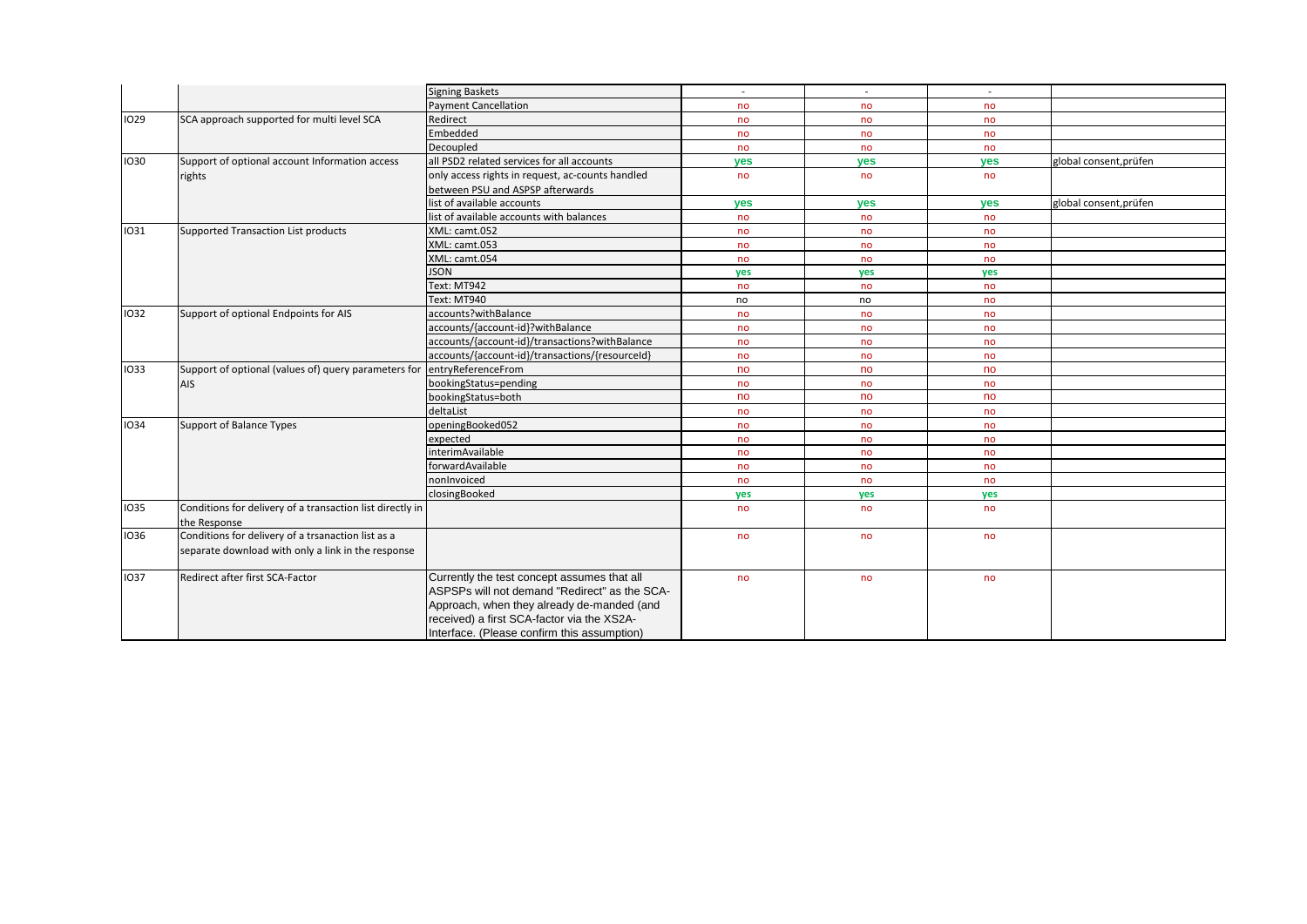| | | | | | | |
|---|---|---|---|---|---|---|
| | | Signing Baskets | - | - | - | |
| | | Payment Cancellation | no | no | no | |
| IO29 | SCA approach supported for multi level SCA | Redirect | no | no | no | |
| | | Embedded | no | no | no | |
| | | Decoupled | no | no | no | |
| IO30 | Support of optional account Information access rights | all PSD2 related services for all accounts | yes | yes | yes | global consent,prüfen |
| | | only access rights in request, ac-counts handled between PSU and ASPSP afterwards | no | no | no | |
| | | list of available accounts | yes | yes | yes | global consent,prüfen |
| | | list of available accounts with balances | no | no | no | |
| IO31 | Supported Transaction List products | XML: camt.052 | no | no | no | |
| | | XML: camt.053 | no | no | no | |
| | | XML: camt.054 | no | no | no | |
| | | JSON | yes | yes | yes | |
| | | Text: MT942 | no | no | no | |
| | | Text: MT940 | no | no | no | |
| IO32 | Support of optional Endpoints for AIS | accounts?withBalance | no | no | no | |
| | | accounts/{account-id}?withBalance | no | no | no | |
| | | accounts/{account-id}/transactions?withBalance | no | no | no | |
| | | accounts/{account-id}/transactions/{resourceId} | no | no | no | |
| IO33 | Support of optional (values of) query parameters for AIS | entryReferenceFrom | no | no | no | |
| | | bookingStatus=pending | no | no | no | |
| | | bookingStatus=both | no | no | no | |
| | | deltaList | no | no | no | |
| IO34 | Support of Balance Types | openingBooked052 | no | no | no | |
| | | expected | no | no | no | |
| | | interimAvailable | no | no | no | |
| | | forwardAvailable | no | no | no | |
| | | nonInvoiced | no | no | no | |
| | | closingBooked | yes | yes | yes | |
| IO35 | Conditions for delivery of a transaction list directly in the Response | | no | no | no | |
| IO36 | Conditions for delivery of a trsanaction list as a separate download with only a link in the response | | no | no | no | |
| IO37 | Redirect after first SCA-Factor | Currently the test concept assumes that all ASPSPs will not demand "Redirect" as the SCA-Approach, when they already de-manded (and received) a first SCA-factor via the XS2A-Interface. (Please confirm this assumption) | no | no | no | |